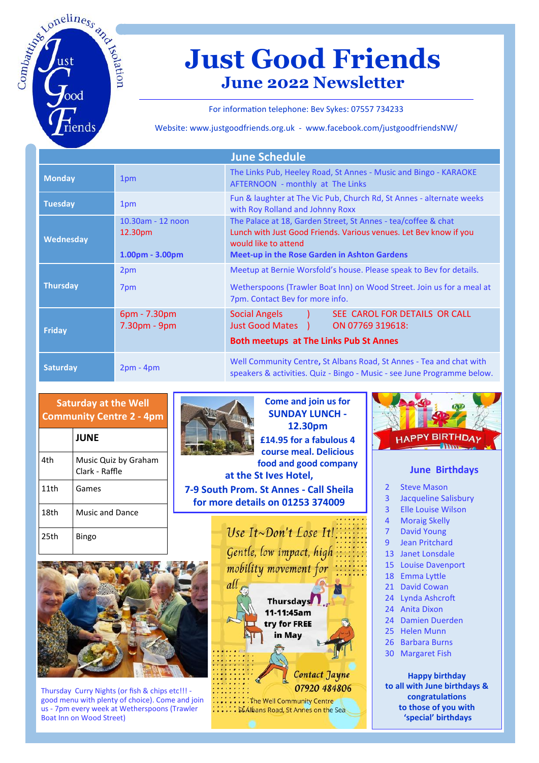Combatting Loneliness and Isolation

Just Good Friends

# Just Good Friends

## June 2022 Newsletter

For information telephone: Bev Sykes: 07557 734233

Website: www.justgoodfriends.org.uk - www.facebook.com/justgoodfriendsNW/

## June Schedule

| Day | Time | Details |
|---|---|---|
| **Monday** | 1pm | The Links Pub, Heeley Road, St Annes - Music and Bingo - KARAOKE AFTERNOON - monthly at The Links |
| **Tuesday** | 1pm | Fun & laughter at The Vic Pub, Church Rd, St Annes - alternate weeks with Roy Rolland and Johnny Roxx |
| **Wednesday** | 10.30am - 12 noon<br>12.30pm<br>**1.00pm - 3.00pm** | The Palace at 18, Garden Street, St Annes - tea/coffee & chat<br>Lunch with Just Good Friends. Various venues. Let Bev know if you would like to attend<br>**Meet-up in the Rose Garden in Ashton Gardens** |
| **Thursday** | 2pm<br>7pm | Meetup at Bernie Worsfold's house. Please speak to Bev for details.<br>Wetherspoons (Trawler Boat Inn) on Wood Street. Join us for a meal at 7pm. Contact Bev for more info. |
| **Friday** | 6pm - 7.30pm<br>7.30pm - 9pm | Social Angels ) SEE CAROL FOR DETAILS OR CALL<br>Just Good Mates ) ON 07769 319618:<br>**Both meetups at The Links Pub St Annes** |
| **Saturday** | 2pm - 4pm | Well Community Centre, St Albans Road, St Annes - Tea and chat with speakers & activities. Quiz - Bingo - Music - see June Programme below. |

### Saturday at the Well Community Centre 2 - 4pm

| | **JUNE** |
|---|---|
| 4th | Music Quiz by Graham Clark - Raffle |
| 11th | Games |
| 18th | Music and Dance |
| 25th | Bingo |

Thursday Curry Nights (or fish & chips etc!!! - good menu with plenty of choice). Come and join us - 7pm every week at Wetherspoons (Trawler Boat Inn on Wood Street)

**Come and join us for SUNDAY LUNCH - 12.30pm**
**£14.95 for a fabulous 4 course meal. Delicious food and good company at the St Ives Hotel,**
**7-9 South Prom. St Annes - Call Sheila for more details on 01253 374009**

*Use It~Don't Lose It!*
*Gentle, low impact, high mobility movement for all*

**Thursdays**
**11-11:45am**
**try for FREE in May**

*Contact Jayne*
*07920 484806*

The Well Community Centre
St Albans Road, St Annes on the Sea

HAPPY BIRTHDAY

### June Birthdays

- 2 Steve Mason
- 3 Jacqueline Salisbury
- 3 Elle Louise Wilson
- 4 Moraig Skelly
- 7 David Young
- 9 Jean Pritchard
- 13 Janet Lonsdale
- 15 Louise Davenport
- 18 Emma Lyttle
- 21 David Cowan
- 24 Lynda Ashcroft
- 24 Anita Dixon
- 24 Damien Duerden
- 25 Helen Munn
- 26 Barbara Burns
- 30 Margaret Fish

**Happy birthday to all with June birthdays & congratulations to those of you with 'special' birthdays**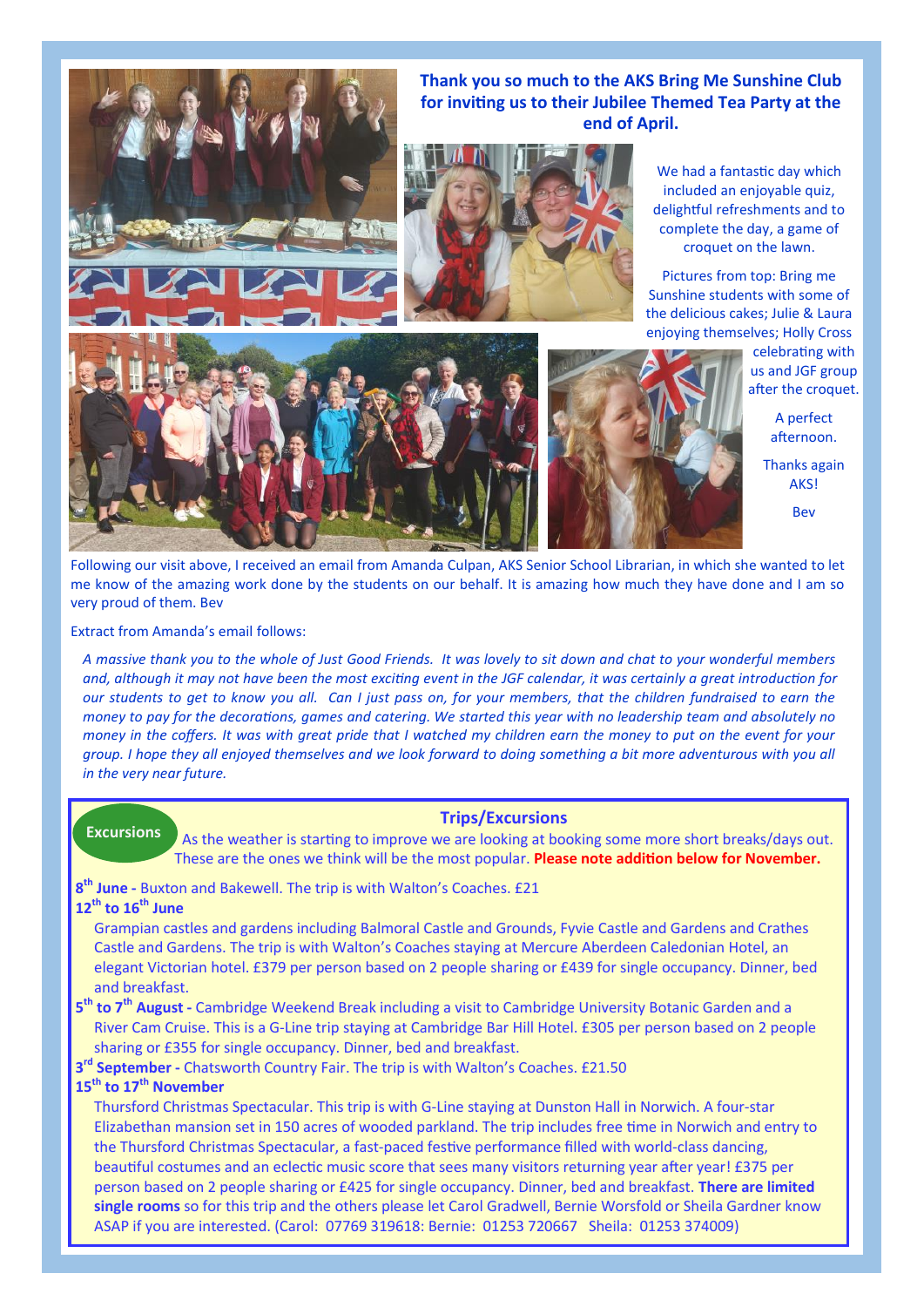## Thank you so much to the AKS Bring Me Sunshine Club for inviting us to their Jubilee Themed Tea Party at the end of April.

We had a fantastic day which included an enjoyable quiz, delightful refreshments and to complete the day, a game of croquet on the lawn.

Pictures from top: Bring me Sunshine students with some of the delicious cakes; Julie & Laura enjoying themselves; Holly Cross celebrating with us and JGF group after the croquet.

A perfect afternoon.

Thanks again AKS!

Bev

Following our visit above, I received an email from Amanda Culpan, AKS Senior School Librarian, in which she wanted to let me know of the amazing work done by the students on our behalf. It is amazing how much they have done and I am so very proud of them. Bev

Extract from Amanda's email follows:

*A massive thank you to the whole of Just Good Friends. It was lovely to sit down and chat to your wonderful members and, although it may not have been the most exciting event in the JGF calendar, it was certainly a great introduction for our students to get to know you all. Can I just pass on, for your members, that the children fundraised to earn the money to pay for the decorations, games and catering. We started this year with no leadership team and absolutely no money in the coffers. It was with great pride that I watched my children earn the money to put on the event for your group. I hope they all enjoyed themselves and we look forward to doing something a bit more adventurous with you all in the very near future.*

**Excursions**

## Trips/Excursions

As the weather is starting to improve we are looking at booking some more short breaks/days out. These are the ones we think will be the most popular. **Please note addition below for November.**

**8th June -** Buxton and Bakewell. The trip is with Walton's Coaches. £21

**12th to 16th June**

Grampian castles and gardens including Balmoral Castle and Grounds, Fyvie Castle and Gardens and Crathes Castle and Gardens. The trip is with Walton's Coaches staying at Mercure Aberdeen Caledonian Hotel, an elegant Victorian hotel. £379 per person based on 2 people sharing or £439 for single occupancy. Dinner, bed and breakfast.

**5th to 7th August -** Cambridge Weekend Break including a visit to Cambridge University Botanic Garden and a River Cam Cruise. This is a G-Line trip staying at Cambridge Bar Hill Hotel. £305 per person based on 2 people sharing or £355 for single occupancy. Dinner, bed and breakfast.

**3rd September -** Chatsworth Country Fair. The trip is with Walton's Coaches. £21.50

**15th to 17th November**

Thursford Christmas Spectacular. This trip is with G-Line staying at Dunston Hall in Norwich. A four-star Elizabethan mansion set in 150 acres of wooded parkland. The trip includes free time in Norwich and entry to the Thursford Christmas Spectacular, a fast-paced festive performance filled with world-class dancing, beautiful costumes and an eclectic music score that sees many visitors returning year after year! £375 per person based on 2 people sharing or £425 for single occupancy. Dinner, bed and breakfast. **There are limited single rooms** so for this trip and the others please let Carol Gradwell, Bernie Worsfold or Sheila Gardner know ASAP if you are interested. (Carol: 07769 319618: Bernie: 01253 720667 Sheila: 01253 374009)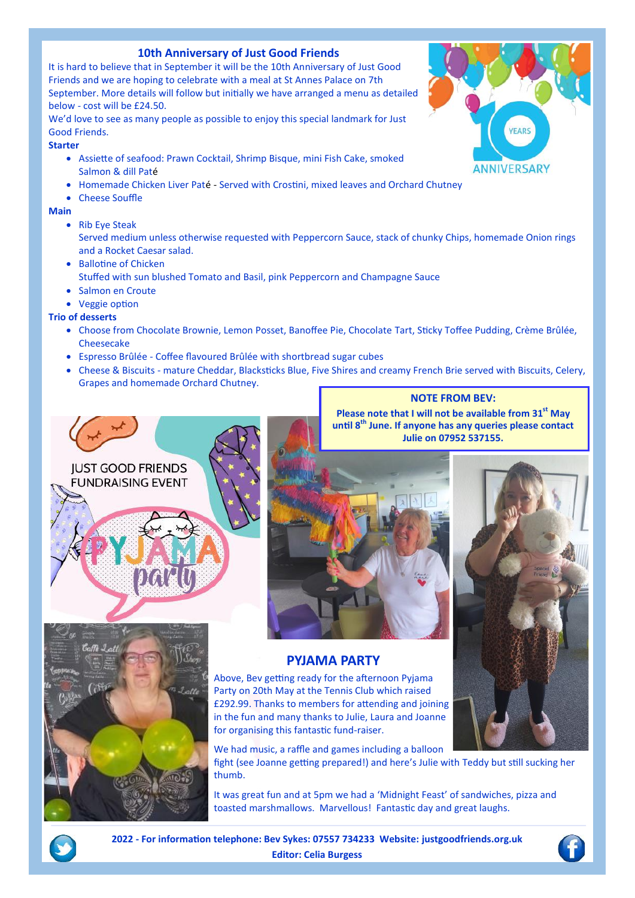## 10th Anniversary of Just Good Friends

It is hard to believe that in September it will be the 10th Anniversary of Just Good Friends and we are hoping to celebrate with a meal at St Annes Palace on 7th September. More details will follow but initially we have arranged a menu as detailed below - cost will be £24.50.

We'd love to see as many people as possible to enjoy this special landmark for Just Good Friends.

**Starter**

- Assiette of seafood: Prawn Cocktail, Shrimp Bisque, mini Fish Cake, smoked Salmon & dill Paté
- Homemade Chicken Liver Paté - Served with Crostini, mixed leaves and Orchard Chutney
- Cheese Souffle

**Main**

- Rib Eye Steak
  Served medium unless otherwise requested with Peppercorn Sauce, stack of chunky Chips, homemade Onion rings and a Rocket Caesar salad.
- Ballotine of Chicken
  Stuffed with sun blushed Tomato and Basil, pink Peppercorn and Champagne Sauce
- Salmon en Croute
- Veggie option

**Trio of desserts**

- Choose from Chocolate Brownie, Lemon Posset, Banoffee Pie, Chocolate Tart, Sticky Toffee Pudding, Crème Brûlée, Cheesecake
- Espresso Brûlée - Coffee flavoured Brûlée with shortbread sugar cubes
- Cheese & Biscuits - mature Cheddar, Blacksticks Blue, Five Shires and creamy French Brie served with Biscuits, Celery, Grapes and homemade Orchard Chutney.

**NOTE FROM BEV:**

**Please note that I will not be available from 31st May until 8th June. If anyone has any queries please contact Julie on 07952 537155.**

JUST GOOD FRIENDS FUNDRAISING EVENT

PYJAMA party

## PYJAMA PARTY

Above, Bev getting ready for the afternoon Pyjama Party on 20th May at the Tennis Club which raised £292.99. Thanks to members for attending and joining in the fun and many thanks to Julie, Laura and Joanne for organising this fantastic fund-raiser.

We had music, a raffle and games including a balloon fight (see Joanne getting prepared!) and here's Julie with Teddy but still sucking her thumb.

It was great fun and at 5pm we had a 'Midnight Feast' of sandwiches, pizza and toasted marshmallows. Marvellous! Fantastic day and great laughs.

**2022 - For information telephone: Bev Sykes: 07557 734233 Website: justgoodfriends.org.uk**
**Editor: Celia Burgess**